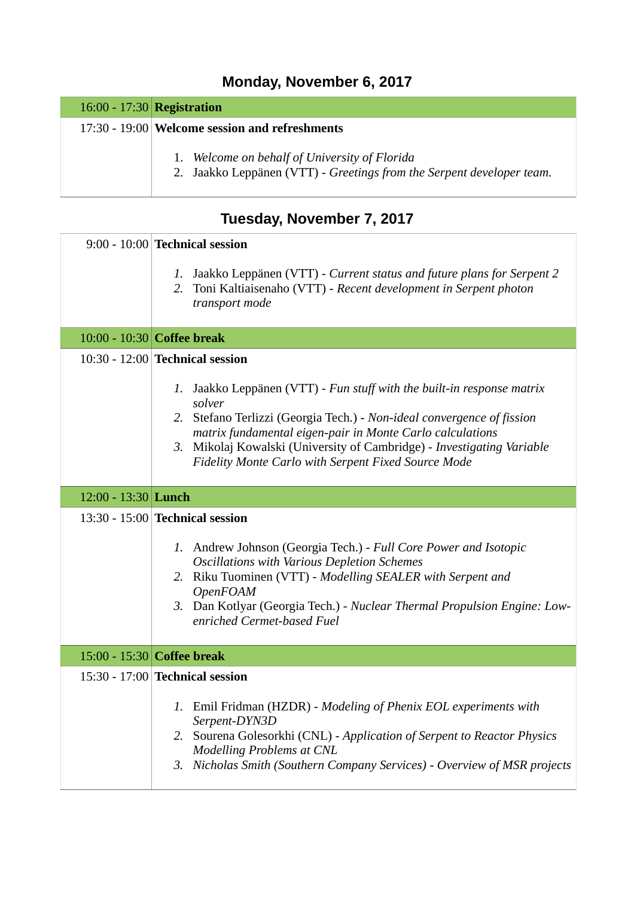## Monday, November 6, 2017

| | |
|---|---|
| 16:00 - 17:30 | **Registration** |
| 17:30 - 19:00 | **Welcome session and refreshments**<br><br>1. *Welcome on behalf of University of Florida*<br>2. Jaakko Leppänen (VTT) - *Greetings from the Serpent developer team.* |

## Tuesday, November 7, 2017

| | |
|---|---|
| 9:00 - 10:00 | **Technical session**<br><br>1. Jaakko Leppänen (VTT) - *Current status and future plans for Serpent 2*<br>2. Toni Kaltiaisenaho (VTT) - *Recent development in Serpent photon transport mode* |
| 10:00 - 10:30 | **Coffee break** |
| 10:30 - 12:00 | **Technical session**<br><br>1. Jaakko Leppänen (VTT) - *Fun stuff with the built-in response matrix solver*<br>2. Stefano Terlizzi (Georgia Tech.) - *Non-ideal convergence of fission matrix fundamental eigen-pair in Monte Carlo calculations*<br>3. Mikolaj Kowalski (University of Cambridge) - *Investigating Variable Fidelity Monte Carlo with Serpent Fixed Source Mode* |
| 12:00 - 13:30 | **Lunch** |
| 13:30 - 15:00 | **Technical session**<br><br>1. Andrew Johnson (Georgia Tech.) - *Full Core Power and Isotopic Oscillations with Various Depletion Schemes*<br>2. Riku Tuominen (VTT) - *Modelling SEALER with Serpent and OpenFOAM*<br>3. Dan Kotlyar (Georgia Tech.) - *Nuclear Thermal Propulsion Engine: Low-enriched Cermet-based Fuel* |
| 15:00 - 15:30 | **Coffee break** |
| 15:30 - 17:00 | **Technical session**<br><br>1. Emil Fridman (HZDR) - *Modeling of Phenix EOL experiments with Serpent-DYN3D*<br>2. Sourena Golesorkhi (CNL) - *Application of Serpent to Reactor Physics Modelling Problems at CNL*<br>3. *Nicholas Smith (Southern Company Services) - Overview of MSR projects* |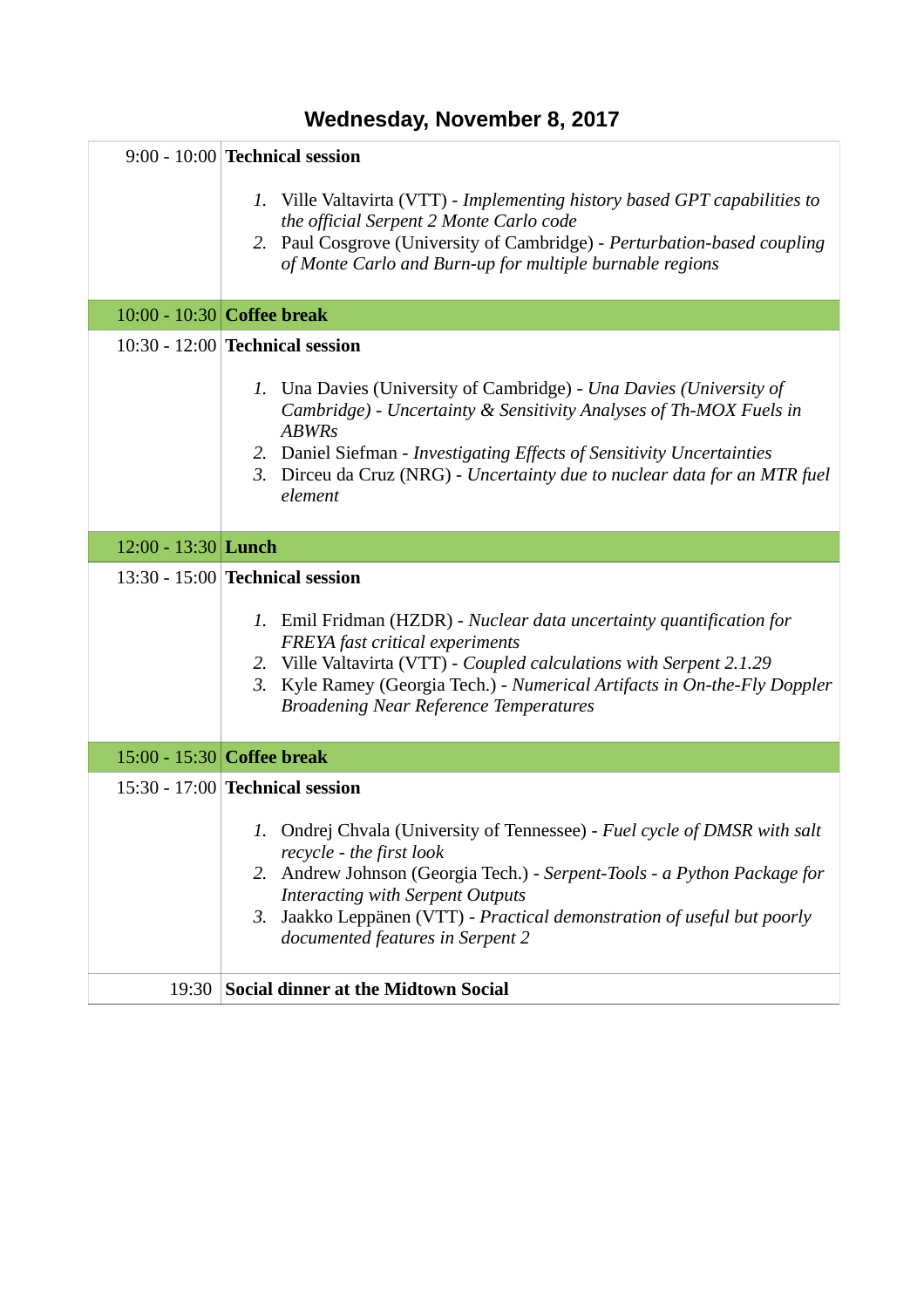## Wednesday, November 8, 2017

| Time | Session |
|---|---|
| 9:00 - 10:00 | **Technical session**<br><br>1. Ville Valtavirta (VTT) - *Implementing history based GPT capabilities to the official Serpent 2 Monte Carlo code*<br>2. Paul Cosgrove (University of Cambridge) - *Perturbation-based coupling of Monte Carlo and Burn-up for multiple burnable regions* |
| 10:00 - 10:30 | **Coffee break** |
| 10:30 - 12:00 | **Technical session**<br><br>1. Una Davies (University of Cambridge) - *Una Davies (University of Cambridge) - Uncertainty & Sensitivity Analyses of Th-MOX Fuels in ABWRs*<br>2. Daniel Siefman - *Investigating Effects of Sensitivity Uncertainties*<br>3. Dirceu da Cruz (NRG) - *Uncertainty due to nuclear data for an MTR fuel element* |
| 12:00 - 13:30 | **Lunch** |
| 13:30 - 15:00 | **Technical session**<br><br>1. Emil Fridman (HZDR) - *Nuclear data uncertainty quantification for FREYA fast critical experiments*<br>2. Ville Valtavirta (VTT) - *Coupled calculations with Serpent 2.1.29*<br>3. Kyle Ramey (Georgia Tech.) - *Numerical Artifacts in On-the-Fly Doppler Broadening Near Reference Temperatures* |
| 15:00 - 15:30 | **Coffee break** |
| 15:30 - 17:00 | **Technical session**<br><br>1. Ondrej Chvala (University of Tennessee) - *Fuel cycle of DMSR with salt recycle - the first look*<br>2. Andrew Johnson (Georgia Tech.) - *Serpent-Tools - a Python Package for Interacting with Serpent Outputs*<br>3. Jaakko Leppänen (VTT) - *Practical demonstration of useful but poorly documented features in Serpent 2* |
| 19:30 | **Social dinner at the Midtown Social** |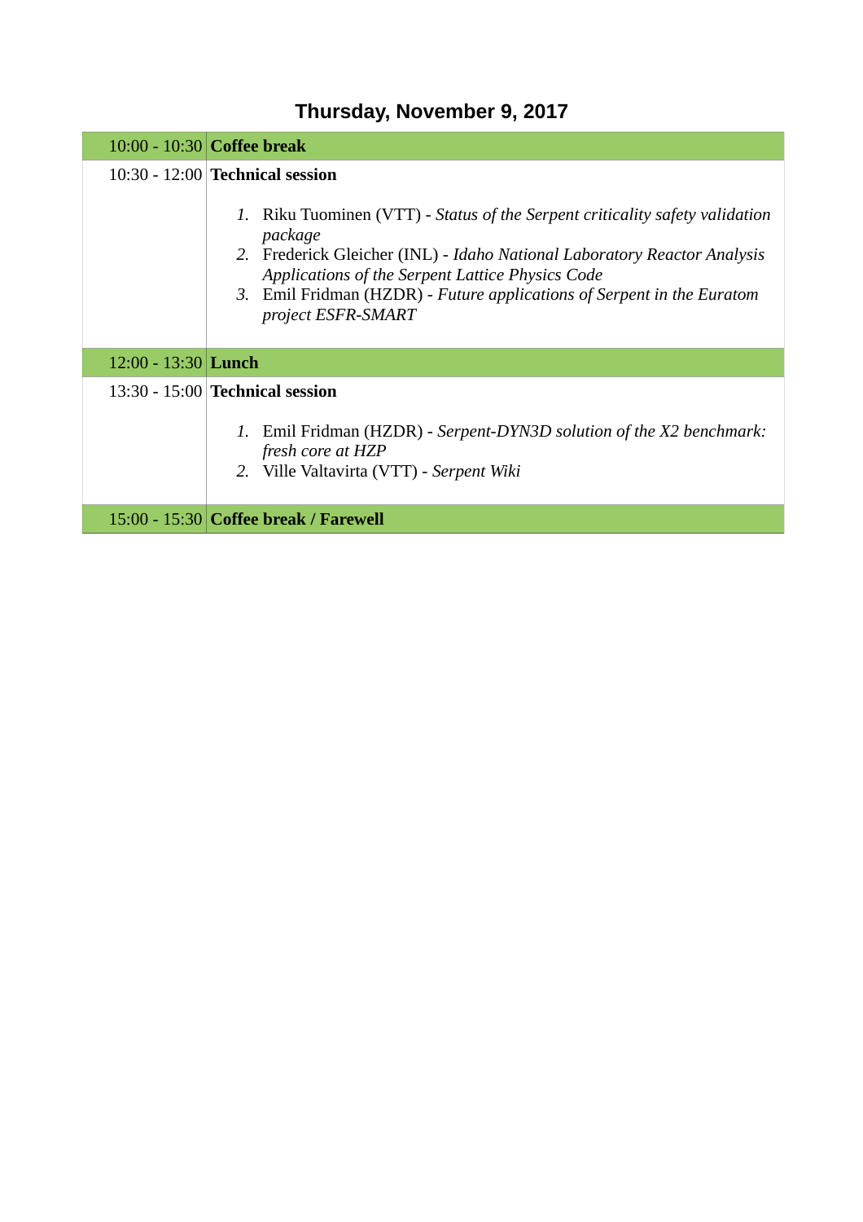## Thursday, November 9, 2017

| | |
|---|---|
| 10:00 - 10:30 | **Coffee break** |
| 10:30 - 12:00 | **Technical session**<br><br>1. Riku Tuominen (VTT) - *Status of the Serpent criticality safety validation package*<br>2. Frederick Gleicher (INL) - *Idaho National Laboratory Reactor Analysis Applications of the Serpent Lattice Physics Code*<br>3. Emil Fridman (HZDR) - *Future applications of Serpent in the Euratom project ESFR-SMART* |
| 12:00 - 13:30 | **Lunch** |
| 13:30 - 15:00 | **Technical session**<br><br>1. Emil Fridman (HZDR) - *Serpent-DYN3D solution of the X2 benchmark: fresh core at HZP*<br>2. Ville Valtavirta (VTT) - *Serpent Wiki* |
| 15:00 - 15:30 | **Coffee break / Farewell** |